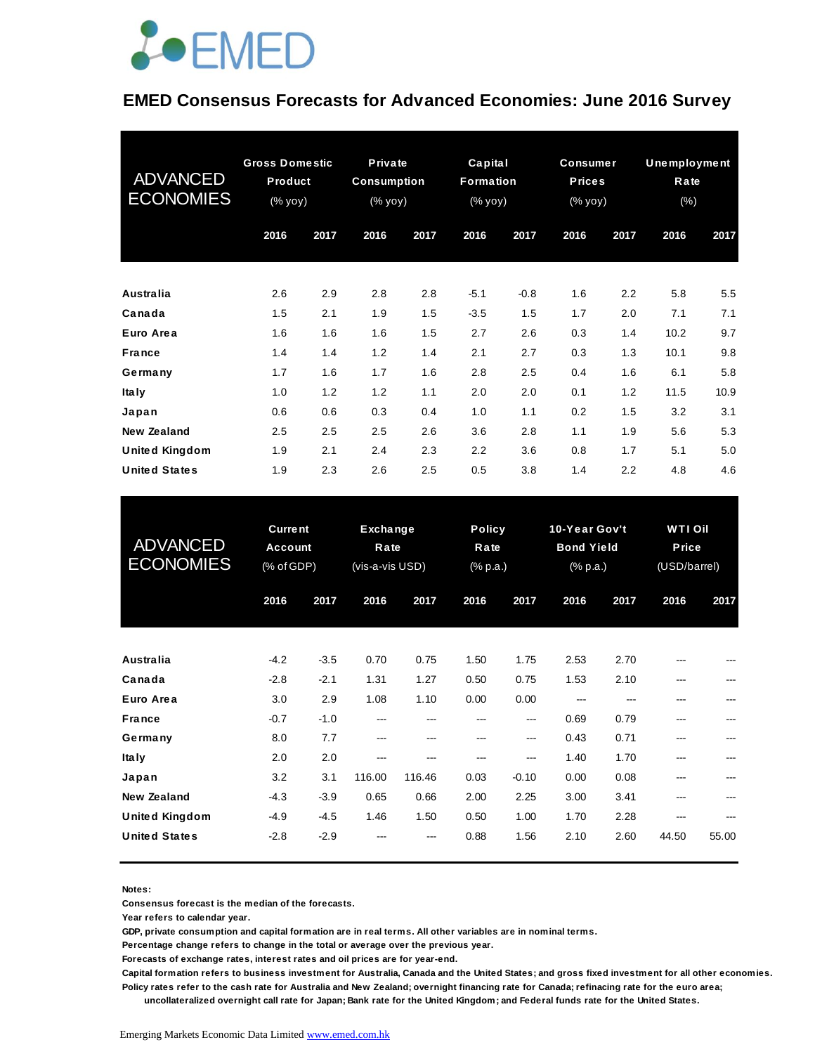EMED

# EMED Consensus Forecasts for Advanced Economies: June 2016 Survey

| ADVANCED ECONOMIES | Gross Domestic Product (% yoy) | | Private Consumption (% yoy) | | Capital Formation (% yoy) | | Consumer Prices (% yoy) | | Unemployment Rate (%) | |
|---|---|---|---|---|---|---|---|---|---|---|
| | 2016 | 2017 | 2016 | 2017 | 2016 | 2017 | 2016 | 2017 | 2016 | 2017 |
| Australia | 2.6 | 2.9 | 2.8 | 2.8 | -5.1 | -0.8 | 1.6 | 2.2 | 5.8 | 5.5 |
| Canada | 1.5 | 2.1 | 1.9 | 1.5 | -3.5 | 1.5 | 1.7 | 2.0 | 7.1 | 7.1 |
| Euro Area | 1.6 | 1.6 | 1.6 | 1.5 | 2.7 | 2.6 | 0.3 | 1.4 | 10.2 | 9.7 |
| France | 1.4 | 1.4 | 1.2 | 1.4 | 2.1 | 2.7 | 0.3 | 1.3 | 10.1 | 9.8 |
| Germany | 1.7 | 1.6 | 1.7 | 1.6 | 2.8 | 2.5 | 0.4 | 1.6 | 6.1 | 5.8 |
| Italy | 1.0 | 1.2 | 1.2 | 1.1 | 2.0 | 2.0 | 0.1 | 1.2 | 11.5 | 10.9 |
| Japan | 0.6 | 0.6 | 0.3 | 0.4 | 1.0 | 1.1 | 0.2 | 1.5 | 3.2 | 3.1 |
| New Zealand | 2.5 | 2.5 | 2.5 | 2.6 | 3.6 | 2.8 | 1.1 | 1.9 | 5.6 | 5.3 |
| United Kingdom | 1.9 | 2.1 | 2.4 | 2.3 | 2.2 | 3.6 | 0.8 | 1.7 | 5.1 | 5.0 |
| United States | 1.9 | 2.3 | 2.6 | 2.5 | 0.5 | 3.8 | 1.4 | 2.2 | 4.8 | 4.6 |

| ADVANCED ECONOMIES | Current Account (% of GDP) | | Exchange Rate (vis-a-vis USD) | | Policy Rate (% p.a.) | | 10-Year Gov't Bond Yield (% p.a.) | | WTI Oil Price (USD/barrel) | |
|---|---|---|---|---|---|---|---|---|---|---|
| | 2016 | 2017 | 2016 | 2017 | 2016 | 2017 | 2016 | 2017 | 2016 | 2017 |
| Australia | -4.2 | -3.5 | 0.70 | 0.75 | 1.50 | 1.75 | 2.53 | 2.70 | --- | --- |
| Canada | -2.8 | -2.1 | 1.31 | 1.27 | 0.50 | 0.75 | 1.53 | 2.10 | --- | --- |
| Euro Area | 3.0 | 2.9 | 1.08 | 1.10 | 0.00 | 0.00 | --- | --- | --- | --- |
| France | -0.7 | -1.0 | --- | --- | --- | --- | 0.69 | 0.79 | --- | --- |
| Germany | 8.0 | 7.7 | --- | --- | --- | --- | 0.43 | 0.71 | --- | --- |
| Italy | 2.0 | 2.0 | --- | --- | --- | --- | 1.40 | 1.70 | --- | --- |
| Japan | 3.2 | 3.1 | 116.00 | 116.46 | 0.03 | -0.10 | 0.00 | 0.08 | --- | --- |
| New Zealand | -4.3 | -3.9 | 0.65 | 0.66 | 2.00 | 2.25 | 3.00 | 3.41 | --- | --- |
| United Kingdom | -4.9 | -4.5 | 1.46 | 1.50 | 0.50 | 1.00 | 1.70 | 2.28 | --- | --- |
| United States | -2.8 | -2.9 | --- | --- | 0.88 | 1.56 | 2.10 | 2.60 | 44.50 | 55.00 |

**Notes:**

**Consensus forecast is the median of the forecasts.**

**Year refers to calendar year.**

**GDP, private consumption and capital formation are in real terms. All other variables are in nominal terms.**

**Percentage change refers to change in the total or average over the previous year.**

**Forecasts of exchange rates, interest rates and oil prices are for year-end.**

**Capital formation refers to business investment for Australia, Canada and the United States; and gross fixed investment for all other economies.**

**Policy rates refer to the cash rate for Australia and New Zealand; overnight financing rate for Canada; refinacing rate for the euro area; uncollateralized overnight call rate for Japan; Bank rate for the United Kingdom; and Federal funds rate for the United States.**

Emerging Markets Economic Data Limited www.emed.com.hk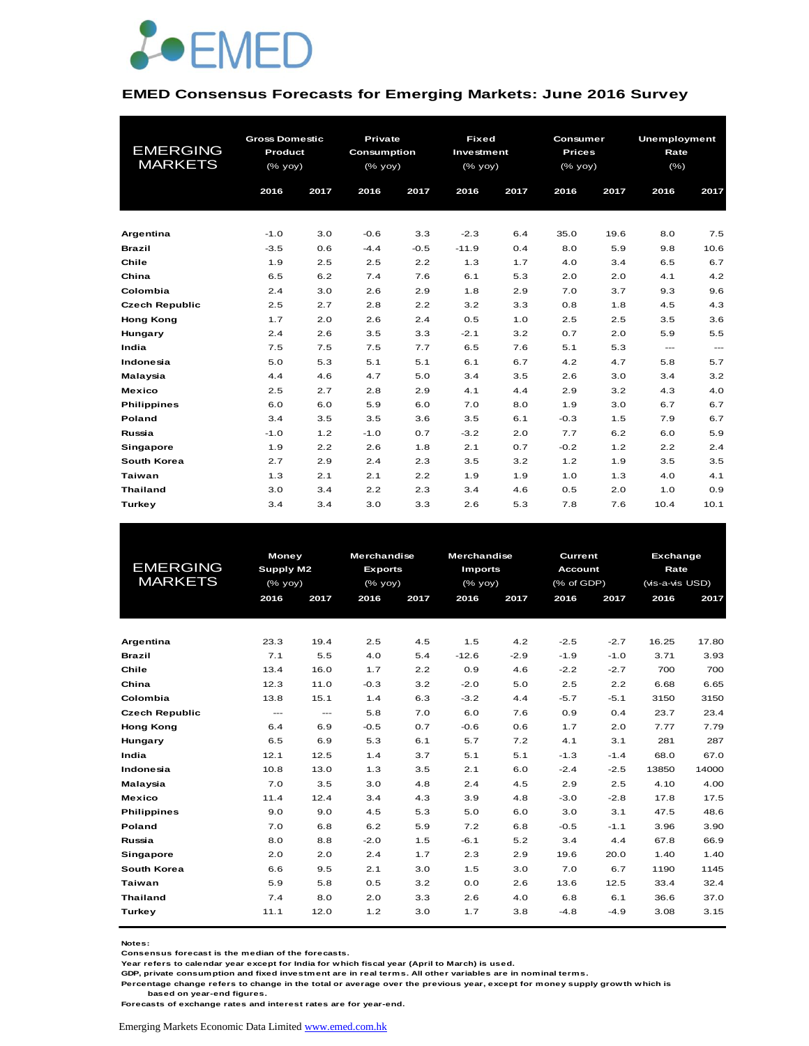EMED

## EMED Consensus Forecasts for Emerging Markets: June 2016 Survey

| EMERGING MARKETS | Gross Domestic Product (% yoy) | | Private Consumption (% yoy) | | Fixed Investment (% yoy) | | Consumer Prices (% yoy) | | Unemployment Rate (%) | |
|---|---|---|---|---|---|---|---|---|---|---|
| | 2016 | 2017 | 2016 | 2017 | 2016 | 2017 | 2016 | 2017 | 2016 | 2017 |
| Argentina | -1.0 | 3.0 | -0.6 | 3.3 | -2.3 | 6.4 | 35.0 | 19.6 | 8.0 | 7.5 |
| Brazil | -3.5 | 0.6 | -4.4 | -0.5 | -11.9 | 0.4 | 8.0 | 5.9 | 9.8 | 10.6 |
| Chile | 1.9 | 2.5 | 2.5 | 2.2 | 1.3 | 1.7 | 4.0 | 3.4 | 6.5 | 6.7 |
| China | 6.5 | 6.2 | 7.4 | 7.6 | 6.1 | 5.3 | 2.0 | 2.0 | 4.1 | 4.2 |
| Colombia | 2.4 | 3.0 | 2.6 | 2.9 | 1.8 | 2.9 | 7.0 | 3.7 | 9.3 | 9.6 |
| Czech Republic | 2.5 | 2.7 | 2.8 | 2.2 | 3.2 | 3.3 | 0.8 | 1.8 | 4.5 | 4.3 |
| Hong Kong | 1.7 | 2.0 | 2.6 | 2.4 | 0.5 | 1.0 | 2.5 | 2.5 | 3.5 | 3.6 |
| Hungary | 2.4 | 2.6 | 3.5 | 3.3 | -2.1 | 3.2 | 0.7 | 2.0 | 5.9 | 5.5 |
| India | 7.5 | 7.5 | 7.5 | 7.7 | 6.5 | 7.6 | 5.1 | 5.3 | --- | --- |
| Indonesia | 5.0 | 5.3 | 5.1 | 5.1 | 6.1 | 6.7 | 4.2 | 4.7 | 5.8 | 5.7 |
| Malaysia | 4.4 | 4.6 | 4.7 | 5.0 | 3.4 | 3.5 | 2.6 | 3.0 | 3.4 | 3.2 |
| Mexico | 2.5 | 2.7 | 2.8 | 2.9 | 4.1 | 4.4 | 2.9 | 3.2 | 4.3 | 4.0 |
| Philippines | 6.0 | 6.0 | 5.9 | 6.0 | 7.0 | 8.0 | 1.9 | 3.0 | 6.7 | 6.7 |
| Poland | 3.4 | 3.5 | 3.5 | 3.6 | 3.5 | 6.1 | -0.3 | 1.5 | 7.9 | 6.7 |
| Russia | -1.0 | 1.2 | -1.0 | 0.7 | -3.2 | 2.0 | 7.7 | 6.2 | 6.0 | 5.9 |
| Singapore | 1.9 | 2.2 | 2.6 | 1.8 | 2.1 | 0.7 | -0.2 | 1.2 | 2.2 | 2.4 |
| South Korea | 2.7 | 2.9 | 2.4 | 2.3 | 3.5 | 3.2 | 1.2 | 1.9 | 3.5 | 3.5 |
| Taiwan | 1.3 | 2.1 | 2.1 | 2.2 | 1.9 | 1.9 | 1.0 | 1.3 | 4.0 | 4.1 |
| Thailand | 3.0 | 3.4 | 2.2 | 2.3 | 3.4 | 4.6 | 0.5 | 2.0 | 1.0 | 0.9 |
| Turkey | 3.4 | 3.4 | 3.0 | 3.3 | 2.6 | 5.3 | 7.8 | 7.6 | 10.4 | 10.1 |

| EMERGING MARKETS | Money Supply M2 (% yoy) | | Merchandise Exports (% yoy) | | Merchandise Imports (% yoy) | | Current Account (% of GDP) | | Exchange Rate (vis-a-vis USD) | |
|---|---|---|---|---|---|---|---|---|---|---|
| | 2016 | 2017 | 2016 | 2017 | 2016 | 2017 | 2016 | 2017 | 2016 | 2017 |
| Argentina | 23.3 | 19.4 | 2.5 | 4.5 | 1.5 | 4.2 | -2.5 | -2.7 | 16.25 | 17.80 |
| Brazil | 7.1 | 5.5 | 4.0 | 5.4 | -12.6 | -2.9 | -1.9 | -1.0 | 3.71 | 3.93 |
| Chile | 13.4 | 16.0 | 1.7 | 2.2 | 0.9 | 4.6 | -2.2 | -2.7 | 700 | 700 |
| China | 12.3 | 11.0 | -0.3 | 3.2 | -2.0 | 5.0 | 2.5 | 2.2 | 6.68 | 6.65 |
| Colombia | 13.8 | 15.1 | 1.4 | 6.3 | -3.2 | 4.4 | -5.7 | -5.1 | 3150 | 3150 |
| Czech Republic | --- | --- | 5.8 | 7.0 | 6.0 | 7.6 | 0.9 | 0.4 | 23.7 | 23.4 |
| Hong Kong | 6.4 | 6.9 | -0.5 | 0.7 | -0.6 | 0.6 | 1.7 | 2.0 | 7.77 | 7.79 |
| Hungary | 6.5 | 6.9 | 5.3 | 6.1 | 5.7 | 7.2 | 4.1 | 3.1 | 281 | 287 |
| India | 12.1 | 12.5 | 1.4 | 3.7 | 5.1 | 5.1 | -1.3 | -1.4 | 68.0 | 67.0 |
| Indonesia | 10.8 | 13.0 | 1.3 | 3.5 | 2.1 | 6.0 | -2.4 | -2.5 | 13850 | 14000 |
| Malaysia | 7.0 | 3.5 | 3.0 | 4.8 | 2.4 | 4.5 | 2.9 | 2.5 | 4.10 | 4.00 |
| Mexico | 11.4 | 12.4 | 3.4 | 4.3 | 3.9 | 4.8 | -3.0 | -2.8 | 17.8 | 17.5 |
| Philippines | 9.0 | 9.0 | 4.5 | 5.3 | 5.0 | 6.0 | 3.0 | 3.1 | 47.5 | 48.6 |
| Poland | 7.0 | 6.8 | 6.2 | 5.9 | 7.2 | 6.8 | -0.5 | -1.1 | 3.96 | 3.90 |
| Russia | 8.0 | 8.8 | -2.0 | 1.5 | -6.1 | 5.2 | 3.4 | 4.4 | 67.8 | 66.9 |
| Singapore | 2.0 | 2.0 | 2.4 | 1.7 | 2.3 | 2.9 | 19.6 | 20.0 | 1.40 | 1.40 |
| South Korea | 6.6 | 9.5 | 2.1 | 3.0 | 1.5 | 3.0 | 7.0 | 6.7 | 1190 | 1145 |
| Taiwan | 5.9 | 5.8 | 0.5 | 3.2 | 0.0 | 2.6 | 13.6 | 12.5 | 33.4 | 32.4 |
| Thailand | 7.4 | 8.0 | 2.0 | 3.3 | 2.6 | 4.0 | 6.8 | 6.1 | 36.6 | 37.0 |
| Turkey | 11.1 | 12.0 | 1.2 | 3.0 | 1.7 | 3.8 | -4.8 | -4.9 | 3.08 | 3.15 |

**Notes:**
Consensus forecast is the median of the forecasts.
Year refers to calendar year except for India for which fiscal year (April to March) is used.
GDP, private consumption and fixed investment are in real terms. All other variables are in nominal terms.
Percentage change refers to change in the total or average over the previous year, except for money supply growth which is based on year-end figures.
Forecasts of exchange rates and interest rates are for year-end.

Emerging Markets Economic Data Limited [www.emed.com.hk](http://www.emed.com.hk)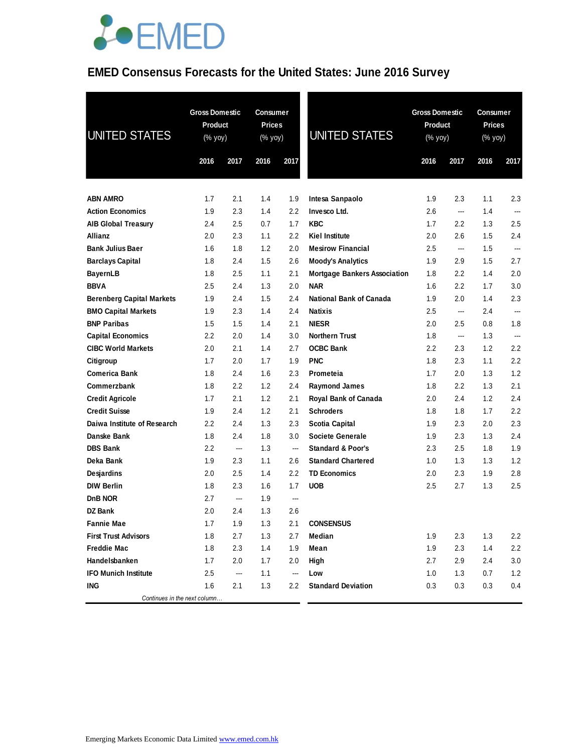# EMED Consensus Forecasts for the United States: June 2016 Survey

| UNITED STATES | Gross Domestic Product (% yoy) | | Consumer Prices (% yoy) | |
|---|---|---|---|---|
| | 2016 | 2017 | 2016 | 2017 |
| **ABN AMRO** | 1.7 | 2.1 | 1.4 | 1.9 |
| **Action Economics** | 1.9 | 2.3 | 1.4 | 2.2 |
| **AIB Global Treasury** | 2.4 | 2.5 | 0.7 | 1.7 |
| **Allianz** | 2.0 | 2.3 | 1.1 | 2.2 |
| **Bank Julius Baer** | 1.6 | 1.8 | 1.2 | 2.0 |
| **Barclays Capital** | 1.8 | 2.4 | 1.5 | 2.6 |
| **BayernLB** | 1.8 | 2.5 | 1.1 | 2.1 |
| **BBVA** | 2.5 | 2.4 | 1.3 | 2.0 |
| **Berenberg Capital Markets** | 1.9 | 2.4 | 1.5 | 2.4 |
| **BMO Capital Markets** | 1.9 | 2.3 | 1.4 | 2.4 |
| **BNP Paribas** | 1.5 | 1.5 | 1.4 | 2.1 |
| **Capital Economics** | 2.2 | 2.0 | 1.4 | 3.0 |
| **CIBC World Markets** | 2.0 | 2.1 | 1.4 | 2.7 |
| **Citigroup** | 1.7 | 2.0 | 1.7 | 1.9 |
| **Comerica Bank** | 1.8 | 2.4 | 1.6 | 2.3 |
| **Commerzbank** | 1.8 | 2.2 | 1.2 | 2.4 |
| **Credit Agricole** | 1.7 | 2.1 | 1.2 | 2.1 |
| **Credit Suisse** | 1.9 | 2.4 | 1.2 | 2.1 |
| **Daiwa Institute of Research** | 2.2 | 2.4 | 1.3 | 2.3 |
| **Danske Bank** | 1.8 | 2.4 | 1.8 | 3.0 |
| **DBS Bank** | 2.2 | --- | 1.3 | --- |
| **Deka Bank** | 1.9 | 2.3 | 1.1 | 2.6 |
| **Desjardins** | 2.0 | 2.5 | 1.4 | 2.2 |
| **DIW Berlin** | 1.8 | 2.3 | 1.6 | 1.7 |
| **DnB NOR** | 2.7 | --- | 1.9 | --- |
| **DZ Bank** | 2.0 | 2.4 | 1.3 | 2.6 |
| **Fannie Mae** | 1.7 | 1.9 | 1.3 | 2.1 |
| **First Trust Advisors** | 1.8 | 2.7 | 1.3 | 2.7 |
| **Freddie Mac** | 1.8 | 2.3 | 1.4 | 1.9 |
| **Handelsbanken** | 1.7 | 2.0 | 1.7 | 2.0 |
| **IFO Munich Institute** | 2.5 | --- | 1.1 | --- |
| **ING** | 1.6 | 2.1 | 1.3 | 2.2 |
| **Intesa Sanpaolo** | 1.9 | 2.3 | 1.1 | 2.3 |
| **Invesco Ltd.** | 2.6 | --- | 1.4 | --- |
| **KBC** | 1.7 | 2.2 | 1.3 | 2.5 |
| **Kiel Institute** | 2.0 | 2.6 | 1.5 | 2.4 |
| **Mesirow Financial** | 2.5 | --- | 1.5 | --- |
| **Moody's Analytics** | 1.9 | 2.9 | 1.5 | 2.7 |
| **Mortgage Bankers Association** | 1.8 | 2.2 | 1.4 | 2.0 |
| **NAR** | 1.6 | 2.2 | 1.7 | 3.0 |
| **National Bank of Canada** | 1.9 | 2.0 | 1.4 | 2.3 |
| **Natixis** | 2.5 | --- | 2.4 | --- |
| **NIESR** | 2.0 | 2.5 | 0.8 | 1.8 |
| **Northern Trust** | 1.8 | --- | 1.3 | --- |
| **OCBC Bank** | 2.2 | 2.3 | 1.2 | 2.2 |
| **PNC** | 1.8 | 2.3 | 1.1 | 2.2 |
| **Prometeia** | 1.7 | 2.0 | 1.3 | 1.2 |
| **Raymond James** | 1.8 | 2.2 | 1.3 | 2.1 |
| **Royal Bank of Canada** | 2.0 | 2.4 | 1.2 | 2.4 |
| **Schroders** | 1.8 | 1.8 | 1.7 | 2.2 |
| **Scotia Capital** | 1.9 | 2.3 | 2.0 | 2.3 |
| **Societe Generale** | 1.9 | 2.3 | 1.3 | 2.4 |
| **Standard & Poor's** | 2.3 | 2.5 | 1.8 | 1.9 |
| **Standard Chartered** | 1.0 | 1.3 | 1.3 | 1.2 |
| **TD Economics** | 2.0 | 2.3 | 1.9 | 2.8 |
| **UOB** | 2.5 | 2.7 | 1.3 | 2.5 |
| **CONSENSUS** | | | | |
| **Median** | 1.9 | 2.3 | 1.3 | 2.2 |
| **Mean** | 1.9 | 2.3 | 1.4 | 2.2 |
| **High** | 2.7 | 2.9 | 2.4 | 3.0 |
| **Low** | 1.0 | 1.3 | 0.7 | 1.2 |
| **Standard Deviation** | 0.3 | 0.3 | 0.3 | 0.4 |

Emerging Markets Economic Data Limited www.emed.com.hk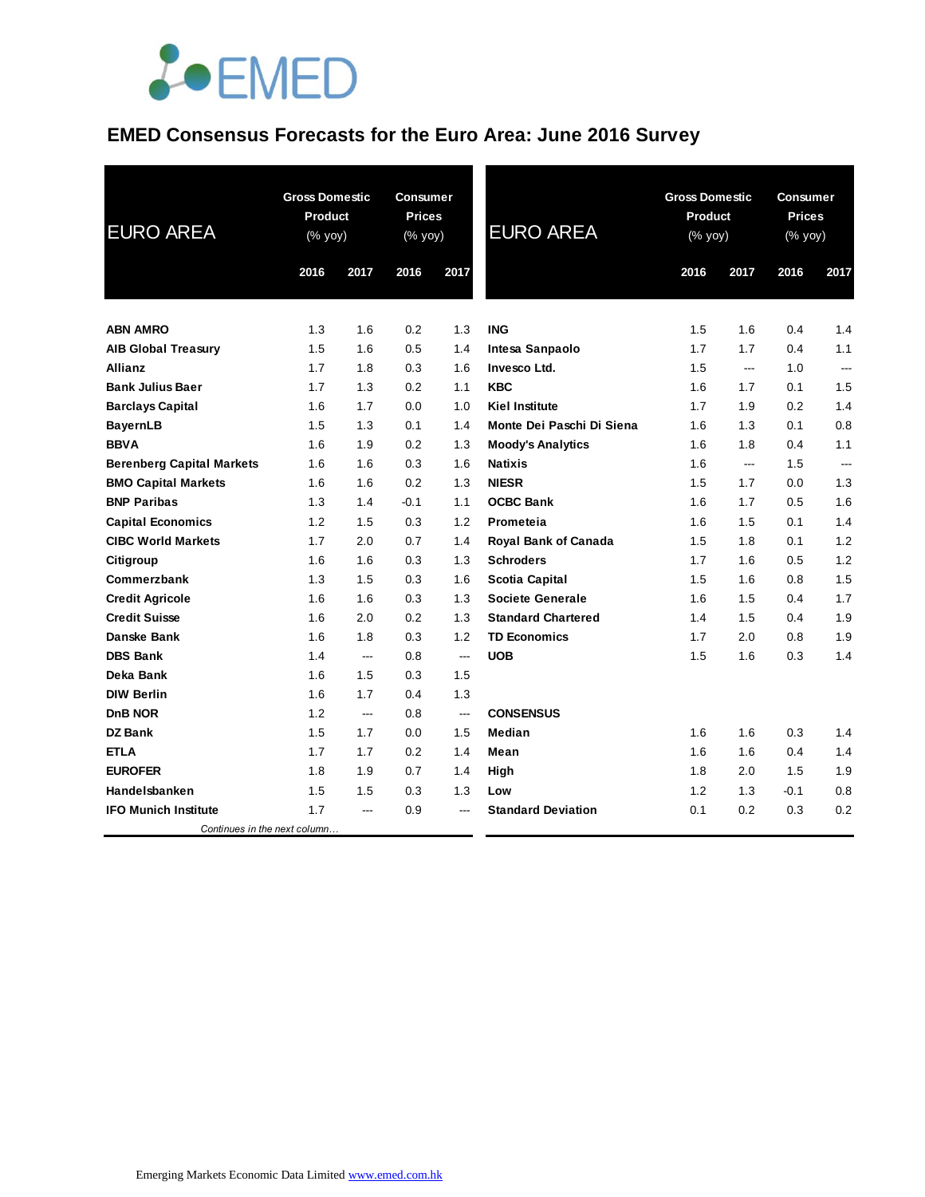EMED

# EMED Consensus Forecasts for the Euro Area: June 2016 Survey

| EURO AREA | Gross Domestic Product (% yoy) | | Consumer Prices (% yoy) | |
|---|---|---|---|---|
| | 2016 | 2017 | 2016 | 2017 |
| **ABN AMRO** | 1.3 | 1.6 | 0.2 | 1.3 |
| **AIB Global Treasury** | 1.5 | 1.6 | 0.5 | 1.4 |
| **Allianz** | 1.7 | 1.8 | 0.3 | 1.6 |
| **Bank Julius Baer** | 1.7 | 1.3 | 0.2 | 1.1 |
| **Barclays Capital** | 1.6 | 1.7 | 0.0 | 1.0 |
| **BayernLB** | 1.5 | 1.3 | 0.1 | 1.4 |
| **BBVA** | 1.6 | 1.9 | 0.2 | 1.3 |
| **Berenberg Capital Markets** | 1.6 | 1.6 | 0.3 | 1.6 |
| **BMO Capital Markets** | 1.6 | 1.6 | 0.2 | 1.3 |
| **BNP Paribas** | 1.3 | 1.4 | -0.1 | 1.1 |
| **Capital Economics** | 1.2 | 1.5 | 0.3 | 1.2 |
| **CIBC World Markets** | 1.7 | 2.0 | 0.7 | 1.4 |
| **Citigroup** | 1.6 | 1.6 | 0.3 | 1.3 |
| **Commerzbank** | 1.3 | 1.5 | 0.3 | 1.6 |
| **Credit Agricole** | 1.6 | 1.6 | 0.3 | 1.3 |
| **Credit Suisse** | 1.6 | 2.0 | 0.2 | 1.3 |
| **Danske Bank** | 1.6 | 1.8 | 0.3 | 1.2 |
| **DBS Bank** | 1.4 | --- | 0.8 | --- |
| **Deka Bank** | 1.6 | 1.5 | 0.3 | 1.5 |
| **DIW Berlin** | 1.6 | 1.7 | 0.4 | 1.3 |
| **DnB NOR** | 1.2 | --- | 0.8 | --- |
| **DZ Bank** | 1.5 | 1.7 | 0.0 | 1.5 |
| **ETLA** | 1.7 | 1.7 | 0.2 | 1.4 |
| **EUROFER** | 1.8 | 1.9 | 0.7 | 1.4 |
| **Handelsbanken** | 1.5 | 1.5 | 0.3 | 1.3 |
| **IFO Munich Institute** | 1.7 | --- | 0.9 | --- |
| **ING** | 1.5 | 1.6 | 0.4 | 1.4 |
| **Intesa Sanpaolo** | 1.7 | 1.7 | 0.4 | 1.1 |
| **Invesco Ltd.** | 1.5 | --- | 1.0 | --- |
| **KBC** | 1.6 | 1.7 | 0.1 | 1.5 |
| **Kiel Institute** | 1.7 | 1.9 | 0.2 | 1.4 |
| **Monte Dei Paschi Di Siena** | 1.6 | 1.3 | 0.1 | 0.8 |
| **Moody's Analytics** | 1.6 | 1.8 | 0.4 | 1.1 |
| **Natixis** | 1.6 | --- | 1.5 | --- |
| **NIESR** | 1.5 | 1.7 | 0.0 | 1.3 |
| **OCBC Bank** | 1.6 | 1.7 | 0.5 | 1.6 |
| **Prometeia** | 1.6 | 1.5 | 0.1 | 1.4 |
| **Royal Bank of Canada** | 1.5 | 1.8 | 0.1 | 1.2 |
| **Schroders** | 1.7 | 1.6 | 0.5 | 1.2 |
| **Scotia Capital** | 1.5 | 1.6 | 0.8 | 1.5 |
| **Societe Generale** | 1.6 | 1.5 | 0.4 | 1.7 |
| **Standard Chartered** | 1.4 | 1.5 | 0.4 | 1.9 |
| **TD Economics** | 1.7 | 2.0 | 0.8 | 1.9 |
| **UOB** | 1.5 | 1.6 | 0.3 | 1.4 |
| **CONSENSUS** | | | | |
| **Median** | 1.6 | 1.6 | 0.3 | 1.4 |
| **Mean** | 1.6 | 1.6 | 0.4 | 1.4 |
| **High** | 1.8 | 2.0 | 1.5 | 1.9 |
| **Low** | 1.2 | 1.3 | -0.1 | 0.8 |
| **Standard Deviation** | 0.1 | 0.2 | 0.3 | 0.2 |

*Continues in the next column…*

Emerging Markets Economic Data Limited [www.emed.com.hk](http://www.emed.com.hk)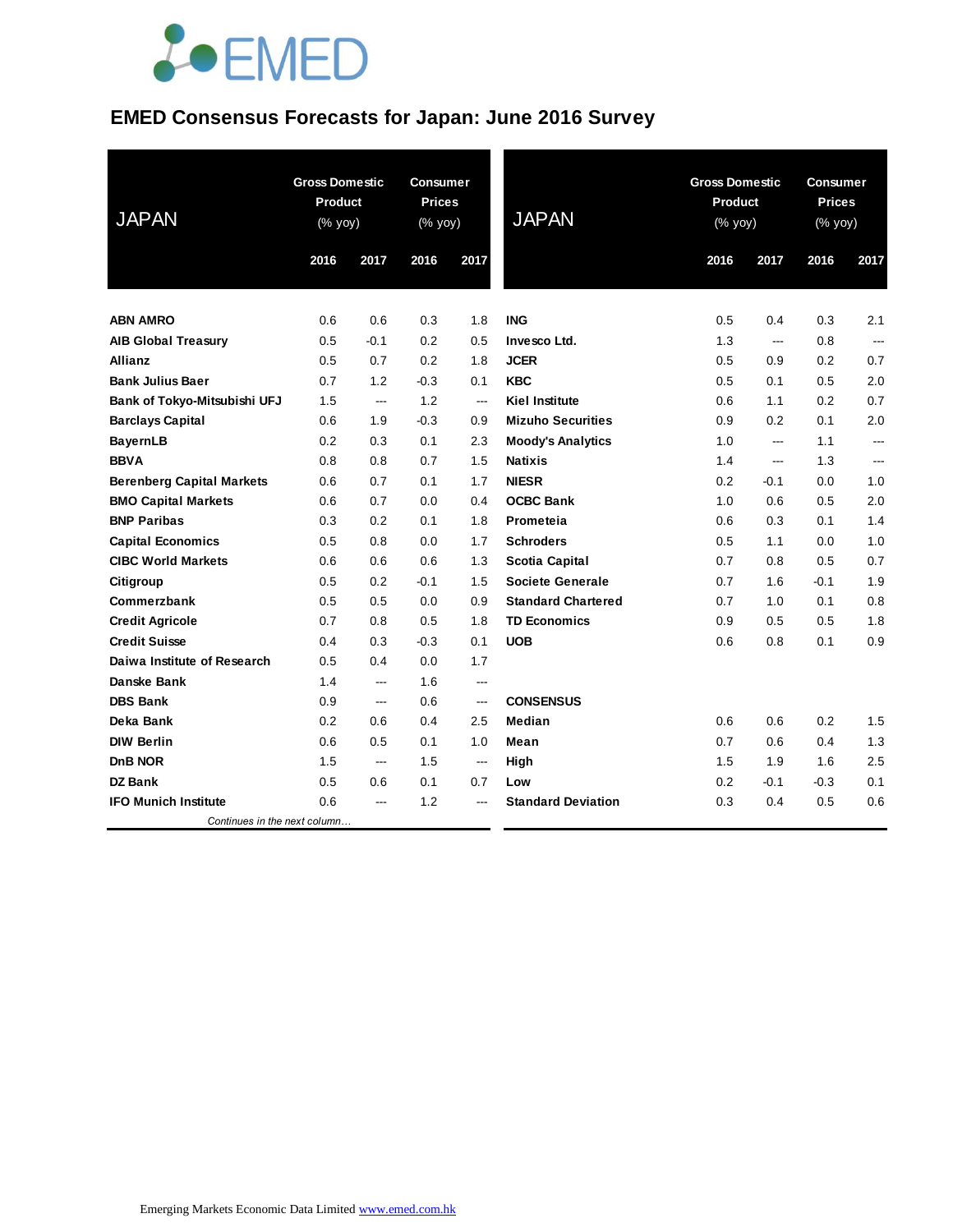EMED

# EMED Consensus Forecasts for Japan: June 2016 Survey

| JAPAN | Gross Domestic Product (% yoy) | | Consumer Prices (% yoy) | |
|---|---|---|---|---|
| | 2016 | 2017 | 2016 | 2017 |
| **ABN AMRO** | 0.6 | 0.6 | 0.3 | 1.8 |
| **AIB Global Treasury** | 0.5 | -0.1 | 0.2 | 0.5 |
| **Allianz** | 0.5 | 0.7 | 0.2 | 1.8 |
| **Bank Julius Baer** | 0.7 | 1.2 | -0.3 | 0.1 |
| **Bank of Tokyo-Mitsubishi UFJ** | 1.5 | --- | 1.2 | --- |
| **Barclays Capital** | 0.6 | 1.9 | -0.3 | 0.9 |
| **BayernLB** | 0.2 | 0.3 | 0.1 | 2.3 |
| **BBVA** | 0.8 | 0.8 | 0.7 | 1.5 |
| **Berenberg Capital Markets** | 0.6 | 0.7 | 0.1 | 1.7 |
| **BMO Capital Markets** | 0.6 | 0.7 | 0.0 | 0.4 |
| **BNP Paribas** | 0.3 | 0.2 | 0.1 | 1.8 |
| **Capital Economics** | 0.5 | 0.8 | 0.0 | 1.7 |
| **CIBC World Markets** | 0.6 | 0.6 | 0.6 | 1.3 |
| **Citigroup** | 0.5 | 0.2 | -0.1 | 1.5 |
| **Commerzbank** | 0.5 | 0.5 | 0.0 | 0.9 |
| **Credit Agricole** | 0.7 | 0.8 | 0.5 | 1.8 |
| **Credit Suisse** | 0.4 | 0.3 | -0.3 | 0.1 |
| **Daiwa Institute of Research** | 0.5 | 0.4 | 0.0 | 1.7 |
| **Danske Bank** | 1.4 | --- | 1.6 | --- |
| **DBS Bank** | 0.9 | --- | 0.6 | --- |
| **Deka Bank** | 0.2 | 0.6 | 0.4 | 2.5 |
| **DIW Berlin** | 0.6 | 0.5 | 0.1 | 1.0 |
| **DnB NOR** | 1.5 | --- | 1.5 | --- |
| **DZ Bank** | 0.5 | 0.6 | 0.1 | 0.7 |
| **IFO Munich Institute** | 0.6 | --- | 1.2 | --- |
| **ING** | 0.5 | 0.4 | 0.3 | 2.1 |
| **Invesco Ltd.** | 1.3 | --- | 0.8 | --- |
| **JCER** | 0.5 | 0.9 | 0.2 | 0.7 |
| **KBC** | 0.5 | 0.1 | 0.5 | 2.0 |
| **Kiel Institute** | 0.6 | 1.1 | 0.2 | 0.7 |
| **Mizuho Securities** | 0.9 | 0.2 | 0.1 | 2.0 |
| **Moody's Analytics** | 1.0 | --- | 1.1 | --- |
| **Natixis** | 1.4 | --- | 1.3 | --- |
| **NIESR** | 0.2 | -0.1 | 0.0 | 1.0 |
| **OCBC Bank** | 1.0 | 0.6 | 0.5 | 2.0 |
| **Prometeia** | 0.6 | 0.3 | 0.1 | 1.4 |
| **Schroders** | 0.5 | 1.1 | 0.0 | 1.0 |
| **Scotia Capital** | 0.7 | 0.8 | 0.5 | 0.7 |
| **Societe Generale** | 0.7 | 1.6 | -0.1 | 1.9 |
| **Standard Chartered** | 0.7 | 1.0 | 0.1 | 0.8 |
| **TD Economics** | 0.9 | 0.5 | 0.5 | 1.8 |
| **UOB** | 0.6 | 0.8 | 0.1 | 0.9 |
| **CONSENSUS** | | | | |
| **Median** | 0.6 | 0.6 | 0.2 | 1.5 |
| **Mean** | 0.7 | 0.6 | 0.4 | 1.3 |
| **High** | 1.5 | 1.9 | 1.6 | 2.5 |
| **Low** | 0.2 | -0.1 | -0.3 | 0.1 |
| **Standard Deviation** | 0.3 | 0.4 | 0.5 | 0.6 |

*Continues in the next column…*

Emerging Markets Economic Data Limited www.emed.com.hk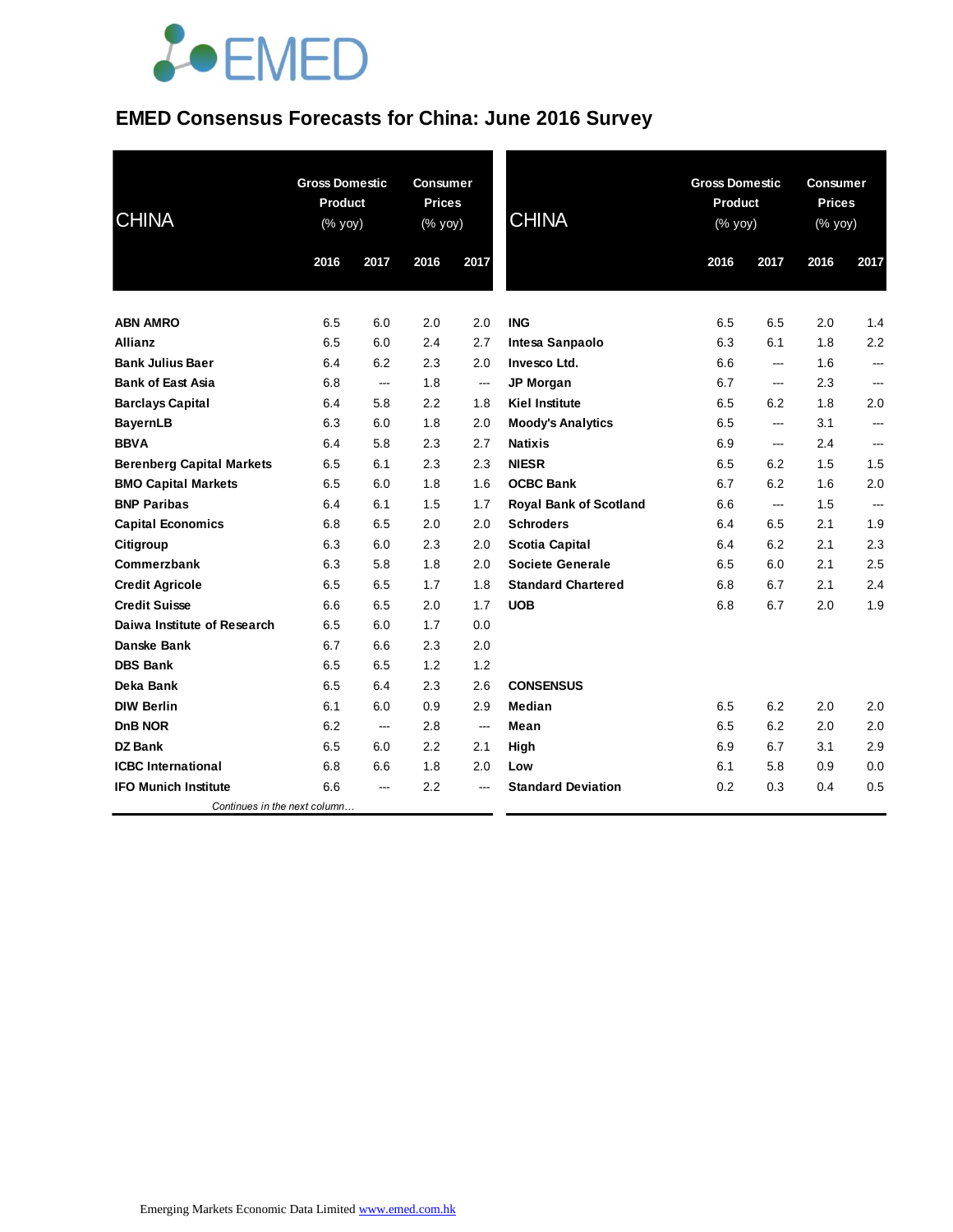# EMED Consensus Forecasts for China: June 2016 Survey

| CHINA | Gross Domestic Product (% yoy) | | Consumer Prices (% yoy) | |
|---|---|---|---|---|
| | 2016 | 2017 | 2016 | 2017 |
| **ABN AMRO** | 6.5 | 6.0 | 2.0 | 2.0 |
| **Allianz** | 6.5 | 6.0 | 2.4 | 2.7 |
| **Bank Julius Baer** | 6.4 | 6.2 | 2.3 | 2.0 |
| **Bank of East Asia** | 6.8 | --- | 1.8 | --- |
| **Barclays Capital** | 6.4 | 5.8 | 2.2 | 1.8 |
| **BayernLB** | 6.3 | 6.0 | 1.8 | 2.0 |
| **BBVA** | 6.4 | 5.8 | 2.3 | 2.7 |
| **Berenberg Capital Markets** | 6.5 | 6.1 | 2.3 | 2.3 |
| **BMO Capital Markets** | 6.5 | 6.0 | 1.8 | 1.6 |
| **BNP Paribas** | 6.4 | 6.1 | 1.5 | 1.7 |
| **Capital Economics** | 6.8 | 6.5 | 2.0 | 2.0 |
| **Citigroup** | 6.3 | 6.0 | 2.3 | 2.0 |
| **Commerzbank** | 6.3 | 5.8 | 1.8 | 2.0 |
| **Credit Agricole** | 6.5 | 6.5 | 1.7 | 1.8 |
| **Credit Suisse** | 6.6 | 6.5 | 2.0 | 1.7 |
| **Daiwa Institute of Research** | 6.5 | 6.0 | 1.7 | 0.0 |
| **Danske Bank** | 6.7 | 6.6 | 2.3 | 2.0 |
| **DBS Bank** | 6.5 | 6.5 | 1.2 | 1.2 |
| **Deka Bank** | 6.5 | 6.4 | 2.3 | 2.6 |
| **DIW Berlin** | 6.1 | 6.0 | 0.9 | 2.9 |
| **DnB NOR** | 6.2 | --- | 2.8 | --- |
| **DZ Bank** | 6.5 | 6.0 | 2.2 | 2.1 |
| **ICBC International** | 6.8 | 6.6 | 1.8 | 2.0 |
| **IFO Munich Institute** | 6.6 | --- | 2.2 | --- |
| **ING** | 6.5 | 6.5 | 2.0 | 1.4 |
| **Intesa Sanpaolo** | 6.3 | 6.1 | 1.8 | 2.2 |
| **Invesco Ltd.** | 6.6 | --- | 1.6 | --- |
| **JP Morgan** | 6.7 | --- | 2.3 | --- |
| **Kiel Institute** | 6.5 | 6.2 | 1.8 | 2.0 |
| **Moody's Analytics** | 6.5 | --- | 3.1 | --- |
| **Natixis** | 6.9 | --- | 2.4 | --- |
| **NIESR** | 6.5 | 6.2 | 1.5 | 1.5 |
| **OCBC Bank** | 6.7 | 6.2 | 1.6 | 2.0 |
| **Royal Bank of Scotland** | 6.6 | --- | 1.5 | --- |
| **Schroders** | 6.4 | 6.5 | 2.1 | 1.9 |
| **Scotia Capital** | 6.4 | 6.2 | 2.1 | 2.3 |
| **Societe Generale** | 6.5 | 6.0 | 2.1 | 2.5 |
| **Standard Chartered** | 6.8 | 6.7 | 2.1 | 2.4 |
| **UOB** | 6.8 | 6.7 | 2.0 | 1.9 |
| **CONSENSUS** | | | | |
| **Median** | 6.5 | 6.2 | 2.0 | 2.0 |
| **Mean** | 6.5 | 6.2 | 2.0 | 2.0 |
| **High** | 6.9 | 6.7 | 3.1 | 2.9 |
| **Low** | 6.1 | 5.8 | 0.9 | 0.0 |
| **Standard Deviation** | 0.2 | 0.3 | 0.4 | 0.5 |

*Continues in the next column…*

Emerging Markets Economic Data Limited www.emed.com.hk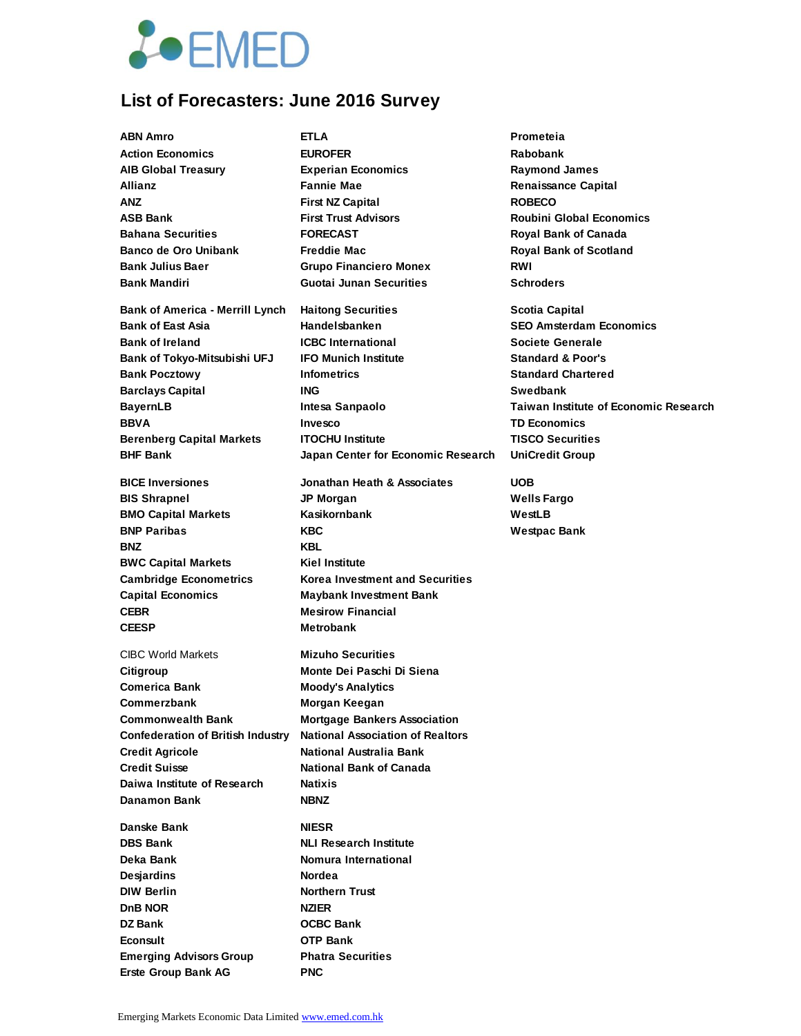EMED

## List of Forecasters: June 2016 Survey

**ABN Amro**
**Action Economics**
**AIB Global Treasury**
**Allianz**
**ANZ**
**ASB Bank**
**Bahana Securities**
**Banco de Oro Unibank**
**Bank Julius Baer**
**Bank Mandiri**

**Bank of America - Merrill Lynch**
**Bank of East Asia**
**Bank of Ireland**
**Bank of Tokyo-Mitsubishi UFJ**
**Bank Pocztowy**
**Barclays Capital**
**BayernLB**
**BBVA**
**Berenberg Capital Markets**
**BHF Bank**

**BICE Inversiones**
**BIS Shrapnel**
**BMO Capital Markets**
**BNP Paribas**
**BNZ**
**BWC Capital Markets**
**Cambridge Econometrics**
**Capital Economics**
**CEBR**
**CEESP**

CIBC World Markets
**Citigroup**
**Comerica Bank**
**Commerzbank**
**Commonwealth Bank**
**Confederation of British Industry**
**Credit Agricole**
**Credit Suisse**
**Daiwa Institute of Research**
**Danamon Bank**

**Danske Bank**
**DBS Bank**
**Deka Bank**
**Desjardins**
**DIW Berlin**
**DnB NOR**
**DZ Bank**
**Econsult**
**Emerging Advisors Group**
**Erste Group Bank AG**

**ETLA**
**EUROFER**
**Experian Economics**
**Fannie Mae**
**First NZ Capital**
**First Trust Advisors**
**FORECAST**
**Freddie Mac**
**Grupo Financiero Monex**
**Guotai Junan Securities**

**Haitong Securities**
**Handelsbanken**
**ICBC International**
**IFO Munich Institute**
**Infometrics**
**ING**
**Intesa Sanpaolo**
**Invesco**
**ITOCHU Institute**
**Japan Center for Economic Research**

**Jonathan Heath & Associates**
**JP Morgan**
**Kasikornbank**
**KBC**
**KBL**
**Kiel Institute**
**Korea Investment and Securities**
**Maybank Investment Bank**
**Mesirow Financial**
**Metrobank**

**Mizuho Securities**
**Monte Dei Paschi Di Siena**
**Moody's Analytics**
**Morgan Keegan**
**Mortgage Bankers Association**
**National Association of Realtors**
**National Australia Bank**
**National Bank of Canada**
**Natixis**
**NBNZ**

**NIESR**
**NLI Research Institute**
**Nomura International**
**Nordea**
**Northern Trust**
**NZIER**
**OCBC Bank**
**OTP Bank**
**Phatra Securities**
**PNC**

**Prometeia**
**Rabobank**
**Raymond James**
**Renaissance Capital**
**ROBECO**
**Roubini Global Economics**
**Royal Bank of Canada**
**Royal Bank of Scotland**
**RWI**
**Schroders**

**Scotia Capital**
**SEO Amsterdam Economics**
**Societe Generale**
**Standard & Poor's**
**Standard Chartered**
**Swedbank**
**Taiwan Institute of Economic Research**
**TD Economics**
**TISCO Securities**
**UniCredit Group**

**UOB**
**Wells Fargo**
**WestLB**
**Westpac Bank**

Emerging Markets Economic Data Limited [www.emed.com.hk](http://www.emed.com.hk)